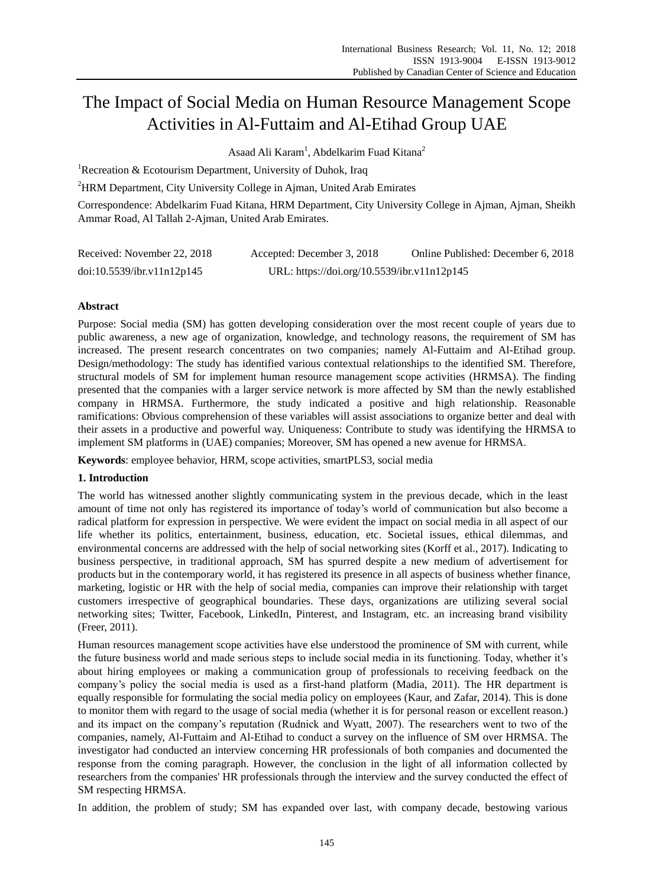# The Impact of Social Media on Human Resource Management Scope Activities in Al-Futtaim and Al-Etihad Group UAE

Asaad Ali Karam[1], Abdelkarim Fuad Kitana[2]

[1]Recreation & Ecotourism Department, University of Duhok, Iraq

[2]HRM Department, City University College in Ajman, United Arab Emirates

Correspondence: Abdelkarim Fuad Kitana, HRM Department, City University College in Ajman, Ajman, Sheikh Ammar Road, Al Tallah 2-Ajman, United Arab Emirates.

Received: November 22, 2018 Accepted: December 3, 2018 Online Published: December 6, 2018

doi:10.5539/ibr.v11n12p145 URL: https://doi.org/10.5539/ibr.v11n12p145

## Abstract

Purpose: Social media (SM) has gotten developing consideration over the most recent couple of years due to public awareness, a new age of organization, knowledge, and technology reasons, the requirement of SM has increased. The present research concentrates on two companies; namely Al-Futtaim and Al-Etihad group. Design/methodology: The study has identified various contextual relationships to the identified SM. Therefore, structural models of SM for implement human resource management scope activities (HRMSA). The finding presented that the companies with a larger service network is more affected by SM than the newly established company in HRMSA. Furthermore, the study indicated a positive and high relationship. Reasonable ramifications: Obvious comprehension of these variables will assist associations to organize better and deal with their assets in a productive and powerful way. Uniqueness: Contribute to study was identifying the HRMSA to implement SM platforms in (UAE) companies; Moreover, SM has opened a new avenue for HRMSA.

**Keywords**: employee behavior, HRM, scope activities, smartPLS3, social media

## 1. Introduction

The world has witnessed another slightly communicating system in the previous decade, which in the least amount of time not only has registered its importance of today's world of communication but also become a radical platform for expression in perspective. We were evident the impact on social media in all aspect of our life whether its politics, entertainment, business, education, etc. Societal issues, ethical dilemmas, and environmental concerns are addressed with the help of social networking sites (Korff et al., 2017). Indicating to business perspective, in traditional approach, SM has spurred despite a new medium of advertisement for products but in the contemporary world, it has registered its presence in all aspects of business whether finance, marketing, logistic or HR with the help of social media, companies can improve their relationship with target customers irrespective of geographical boundaries. These days, organizations are utilizing several social networking sites; Twitter, Facebook, LinkedIn, Pinterest, and Instagram, etc. an increasing brand visibility (Freer, 2011).

Human resources management scope activities have else understood the prominence of SM with current, while the future business world and made serious steps to include social media in its functioning. Today, whether it's about hiring employees or making a communication group of professionals to receiving feedback on the company's policy the social media is used as a first-hand platform (Madia, 2011). The HR department is equally responsible for formulating the social media policy on employees (Kaur, and Zafar, 2014). This is done to monitor them with regard to the usage of social media (whether it is for personal reason or excellent reason.) and its impact on the company's reputation (Rudnick and Wyatt, 2007). The researchers went to two of the companies, namely, Al-Futtaim and Al-Etihad to conduct a survey on the influence of SM over HRMSA. The investigator had conducted an interview concerning HR professionals of both companies and documented the response from the coming paragraph. However, the conclusion in the light of all information collected by researchers from the companies' HR professionals through the interview and the survey conducted the effect of SM respecting HRMSA.

In addition, the problem of study; SM has expanded over last, with company decade, bestowing various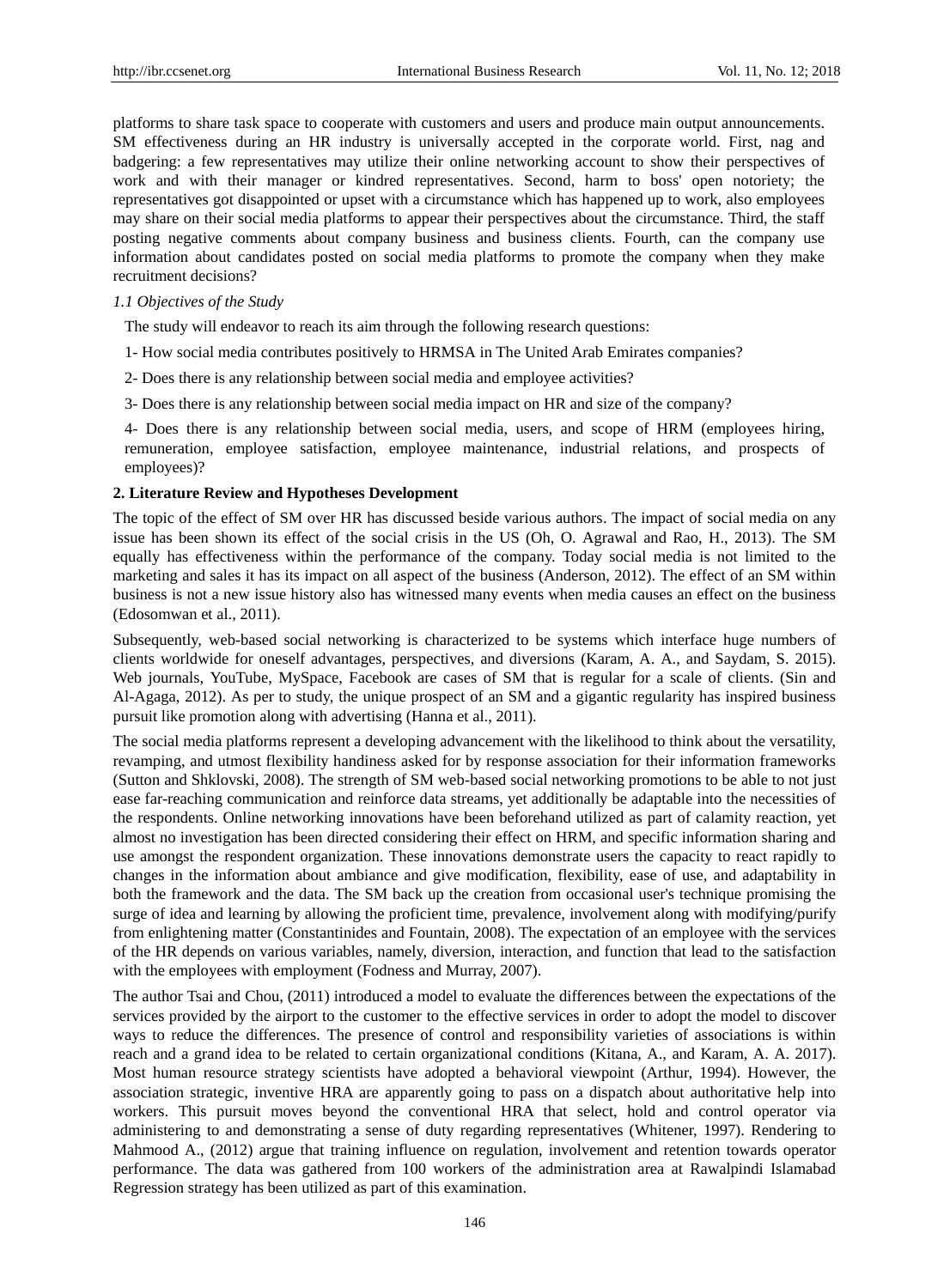platforms to share task space to cooperate with customers and users and produce main output announcements. SM effectiveness during an HR industry is universally accepted in the corporate world. First, nag and badgering: a few representatives may utilize their online networking account to show their perspectives of work and with their manager or kindred representatives. Second, harm to boss' open notoriety; the representatives got disappointed or upset with a circumstance which has happened up to work, also employees may share on their social media platforms to appear their perspectives about the circumstance. Third, the staff posting negative comments about company business and business clients. Fourth, can the company use information about candidates posted on social media platforms to promote the company when they make recruitment decisions?

### *1.1 Objectives of the Study*

The study will endeavor to reach its aim through the following research questions:

1- How social media contributes positively to HRMSA in The United Arab Emirates companies?

2- Does there is any relationship between social media and employee activities?

3- Does there is any relationship between social media impact on HR and size of the company?

4- Does there is any relationship between social media, users, and scope of HRM (employees hiring, remuneration, employee satisfaction, employee maintenance, industrial relations, and prospects of employees)?

## **2. Literature Review and Hypotheses Development**

The topic of the effect of SM over HR has discussed beside various authors. The impact of social media on any issue has been shown its effect of the social crisis in the US (Oh, O. Agrawal and Rao, H., 2013). The SM equally has effectiveness within the performance of the company. Today social media is not limited to the marketing and sales it has its impact on all aspect of the business (Anderson, 2012). The effect of an SM within business is not a new issue history also has witnessed many events when media causes an effect on the business (Edosomwan et al., 2011).

Subsequently, web-based social networking is characterized to be systems which interface huge numbers of clients worldwide for oneself advantages, perspectives, and diversions (Karam, A. A., and Saydam, S. 2015). Web journals, YouTube, MySpace, Facebook are cases of SM that is regular for a scale of clients. (Sin and Al-Agaga, 2012). As per to study, the unique prospect of an SM and a gigantic regularity has inspired business pursuit like promotion along with advertising (Hanna et al., 2011).

The social media platforms represent a developing advancement with the likelihood to think about the versatility, revamping, and utmost flexibility handiness asked for by response association for their information frameworks (Sutton and Shklovski, 2008). The strength of SM web-based social networking promotions to be able to not just ease far-reaching communication and reinforce data streams, yet additionally be adaptable into the necessities of the respondents. Online networking innovations have been beforehand utilized as part of calamity reaction, yet almost no investigation has been directed considering their effect on HRM, and specific information sharing and use amongst the respondent organization. These innovations demonstrate users the capacity to react rapidly to changes in the information about ambiance and give modification, flexibility, ease of use, and adaptability in both the framework and the data. The SM back up the creation from occasional user's technique promising the surge of idea and learning by allowing the proficient time, prevalence, involvement along with modifying/purify from enlightening matter (Constantinides and Fountain, 2008). The expectation of an employee with the services of the HR depends on various variables, namely, diversion, interaction, and function that lead to the satisfaction with the employees with employment (Fodness and Murray, 2007).

The author Tsai and Chou, (2011) introduced a model to evaluate the differences between the expectations of the services provided by the airport to the customer to the effective services in order to adopt the model to discover ways to reduce the differences. The presence of control and responsibility varieties of associations is within reach and a grand idea to be related to certain organizational conditions (Kitana, A., and Karam, A. A. 2017). Most human resource strategy scientists have adopted a behavioral viewpoint (Arthur, 1994). However, the association strategic, inventive HRA are apparently going to pass on a dispatch about authoritative help into workers. This pursuit moves beyond the conventional HRA that select, hold and control operator via administering to and demonstrating a sense of duty regarding representatives (Whitener, 1997). Rendering to Mahmood A., (2012) argue that training influence on regulation, involvement and retention towards operator performance. The data was gathered from 100 workers of the administration area at Rawalpindi Islamabad Regression strategy has been utilized as part of this examination.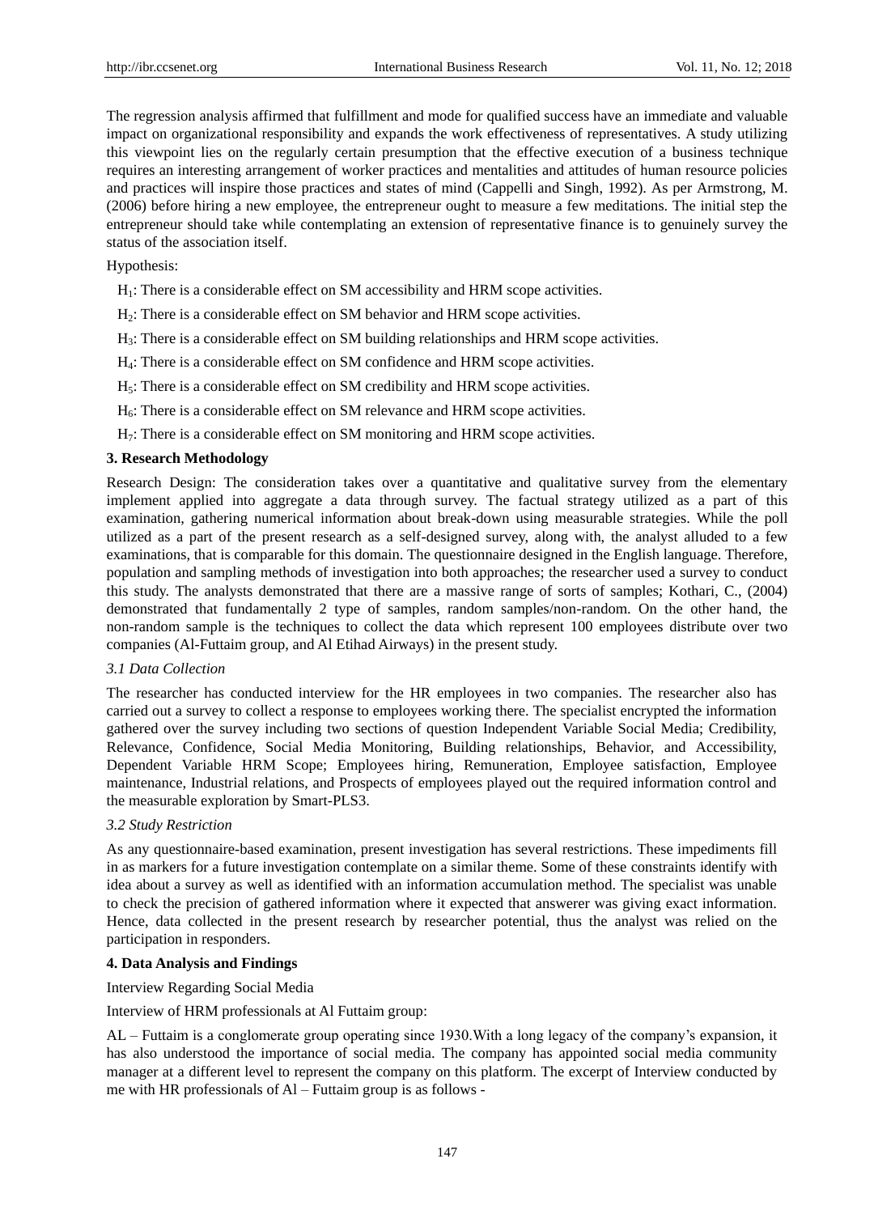The regression analysis affirmed that fulfillment and mode for qualified success have an immediate and valuable impact on organizational responsibility and expands the work effectiveness of representatives. A study utilizing this viewpoint lies on the regularly certain presumption that the effective execution of a business technique requires an interesting arrangement of worker practices and mentalities and attitudes of human resource policies and practices will inspire those practices and states of mind (Cappelli and Singh, 1992). As per Armstrong, M. (2006) before hiring a new employee, the entrepreneur ought to measure a few meditations. The initial step the entrepreneur should take while contemplating an extension of representative finance is to genuinely survey the status of the association itself.

Hypothesis:

$H_1$: There is a considerable effect on SM accessibility and HRM scope activities.

$H_2$: There is a considerable effect on SM behavior and HRM scope activities.

$H_3$: There is a considerable effect on SM building relationships and HRM scope activities.

$H_4$: There is a considerable effect on SM confidence and HRM scope activities.

$H_5$: There is a considerable effect on SM credibility and HRM scope activities.

$H_6$: There is a considerable effect on SM relevance and HRM scope activities.

$H_7$: There is a considerable effect on SM monitoring and HRM scope activities.

## 3. Research Methodology

Research Design: The consideration takes over a quantitative and qualitative survey from the elementary implement applied into aggregate a data through survey. The factual strategy utilized as a part of this examination, gathering numerical information about break-down using measurable strategies. While the poll utilized as a part of the present research as a self-designed survey, along with, the analyst alluded to a few examinations, that is comparable for this domain. The questionnaire designed in the English language. Therefore, population and sampling methods of investigation into both approaches; the researcher used a survey to conduct this study. The analysts demonstrated that there are a massive range of sorts of samples; Kothari, C., (2004) demonstrated that fundamentally 2 type of samples, random samples/non-random. On the other hand, the non-random sample is the techniques to collect the data which represent 100 employees distribute over two companies (Al-Futtaim group, and Al Etihad Airways) in the present study.

### *3.1 Data Collection*

The researcher has conducted interview for the HR employees in two companies. The researcher also has carried out a survey to collect a response to employees working there. The specialist encrypted the information gathered over the survey including two sections of question Independent Variable Social Media; Credibility, Relevance, Confidence, Social Media Monitoring, Building relationships, Behavior, and Accessibility, Dependent Variable HRM Scope; Employees hiring, Remuneration, Employee satisfaction, Employee maintenance, Industrial relations, and Prospects of employees played out the required information control and the measurable exploration by Smart-PLS3.

### *3.2 Study Restriction*

As any questionnaire-based examination, present investigation has several restrictions. These impediments fill in as markers for a future investigation contemplate on a similar theme. Some of these constraints identify with idea about a survey as well as identified with an information accumulation method. The specialist was unable to check the precision of gathered information where it expected that answerer was giving exact information. Hence, data collected in the present research by researcher potential, thus the analyst was relied on the participation in responders.

## 4. Data Analysis and Findings

Interview Regarding Social Media

Interview of HRM professionals at Al Futtaim group:

AL – Futtaim is a conglomerate group operating since 1930.With a long legacy of the company's expansion, it has also understood the importance of social media. The company has appointed social media community manager at a different level to represent the company on this platform. The excerpt of Interview conducted by me with HR professionals of Al – Futtaim group is as follows -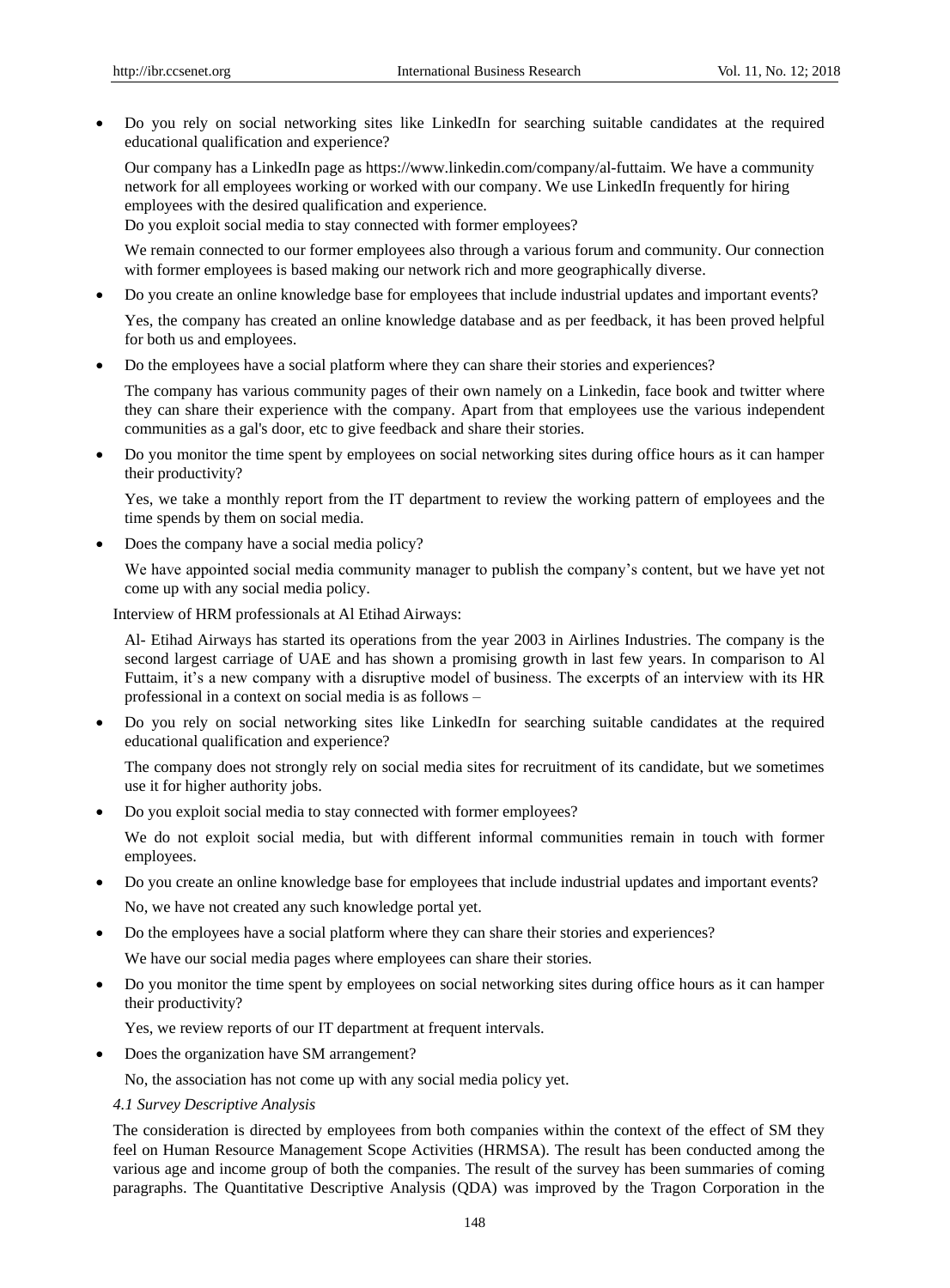- Do you rely on social networking sites like LinkedIn for searching suitable candidates at the required educational qualification and experience?

  Our company has a LinkedIn page as https://www.linkedin.com/company/al-futtaim. We have a community network for all employees working or worked with our company. We use LinkedIn frequently for hiring employees with the desired qualification and experience.

  Do you exploit social media to stay connected with former employees?

  We remain connected to our former employees also through a various forum and community. Our connection with former employees is based making our network rich and more geographically diverse.

- Do you create an online knowledge base for employees that include industrial updates and important events?

  Yes, the company has created an online knowledge database and as per feedback, it has been proved helpful for both us and employees.

- Do the employees have a social platform where they can share their stories and experiences?

  The company has various community pages of their own namely on a Linkedin, face book and twitter where they can share their experience with the company. Apart from that employees use the various independent communities as a gal's door, etc to give feedback and share their stories.

- Do you monitor the time spent by employees on social networking sites during office hours as it can hamper their productivity?

  Yes, we take a monthly report from the IT department to review the working pattern of employees and the time spends by them on social media.

- Does the company have a social media policy?

  We have appointed social media community manager to publish the company's content, but we have yet not come up with any social media policy.

Interview of HRM professionals at Al Etihad Airways:

Al- Etihad Airways has started its operations from the year 2003 in Airlines Industries. The company is the second largest carriage of UAE and has shown a promising growth in last few years. In comparison to Al Futtaim, it's a new company with a disruptive model of business. The excerpts of an interview with its HR professional in a context on social media is as follows –

- Do you rely on social networking sites like LinkedIn for searching suitable candidates at the required educational qualification and experience?

  The company does not strongly rely on social media sites for recruitment of its candidate, but we sometimes use it for higher authority jobs.

- Do you exploit social media to stay connected with former employees?

  We do not exploit social media, but with different informal communities remain in touch with former employees.

- Do you create an online knowledge base for employees that include industrial updates and important events?

  No, we have not created any such knowledge portal yet.

- Do the employees have a social platform where they can share their stories and experiences?

  We have our social media pages where employees can share their stories.

- Do you monitor the time spent by employees on social networking sites during office hours as it can hamper their productivity?

  Yes, we review reports of our IT department at frequent intervals.

- Does the organization have SM arrangement?

  No, the association has not come up with any social media policy yet.

*4.1 Survey Descriptive Analysis*

The consideration is directed by employees from both companies within the context of the effect of SM they feel on Human Resource Management Scope Activities (HRMSA). The result has been conducted among the various age and income group of both the companies. The result of the survey has been summaries of coming paragraphs. The Quantitative Descriptive Analysis (QDA) was improved by the Tragon Corporation in the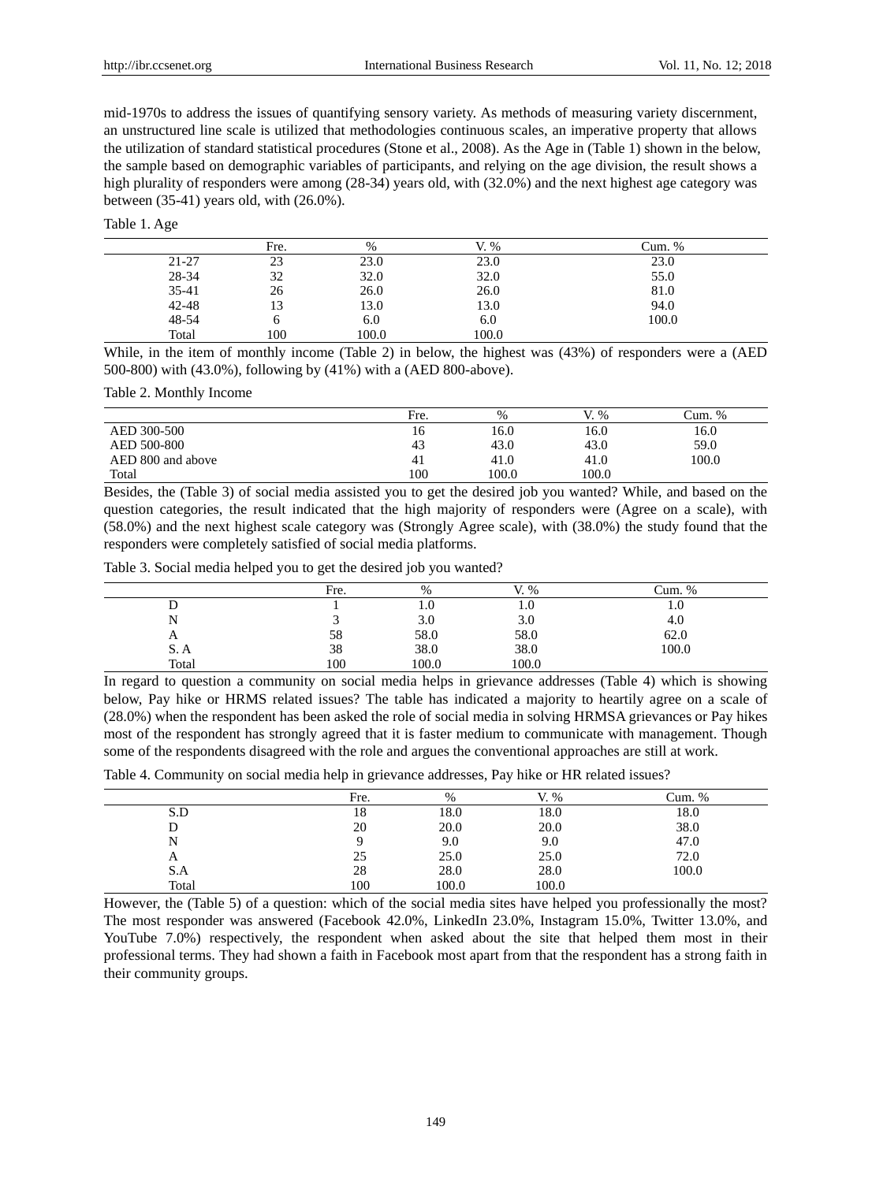mid-1970s to address the issues of quantifying sensory variety. As methods of measuring variety discernment, an unstructured line scale is utilized that methodologies continuous scales, an imperative property that allows the utilization of standard statistical procedures (Stone et al., 2008). As the Age in (Table 1) shown in the below, the sample based on demographic variables of participants, and relying on the age division, the result shows a high plurality of responders were among (28-34) years old, with (32.0%) and the next highest age category was between (35-41) years old, with (26.0%).

Table 1. Age

| | Fre. | % | V. % | Cum. % |
|---|---|---|---|---|
| 21-27 | 23 | 23.0 | 23.0 | 23.0 |
| 28-34 | 32 | 32.0 | 32.0 | 55.0 |
| 35-41 | 26 | 26.0 | 26.0 | 81.0 |
| 42-48 | 13 | 13.0 | 13.0 | 94.0 |
| 48-54 | 6 | 6.0 | 6.0 | 100.0 |
| Total | 100 | 100.0 | 100.0 | |

While, in the item of monthly income (Table 2) in below, the highest was (43%) of responders were a (AED 500-800) with (43.0%), following by (41%) with a (AED 800-above).

Table 2. Monthly Income

| | Fre. | % | V. % | Cum. % |
|---|---|---|---|---|
| AED 300-500 | 16 | 16.0 | 16.0 | 16.0 |
| AED 500-800 | 43 | 43.0 | 43.0 | 59.0 |
| AED 800 and above | 41 | 41.0 | 41.0 | 100.0 |
| Total | 100 | 100.0 | 100.0 | |

Besides, the (Table 3) of social media assisted you to get the desired job you wanted? While, and based on the question categories, the result indicated that the high majority of responders were (Agree on a scale), with (58.0%) and the next highest scale category was (Strongly Agree scale), with (38.0%) the study found that the responders were completely satisfied of social media platforms.

Table 3. Social media helped you to get the desired job you wanted?

| | Fre. | % | V. % | Cum. % |
|---|---|---|---|---|
| D | 1 | 1.0 | 1.0 | 1.0 |
| N | 3 | 3.0 | 3.0 | 4.0 |
| A | 58 | 58.0 | 58.0 | 62.0 |
| S. A | 38 | 38.0 | 38.0 | 100.0 |
| Total | 100 | 100.0 | 100.0 | |

In regard to question a community on social media helps in grievance addresses (Table 4) which is showing below, Pay hike or HRMS related issues? The table has indicated a majority to heartily agree on a scale of (28.0%) when the respondent has been asked the role of social media in solving HRMSA grievances or Pay hikes most of the respondent has strongly agreed that it is faster medium to communicate with management. Though some of the respondents disagreed with the role and argues the conventional approaches are still at work.

Table 4. Community on social media help in grievance addresses, Pay hike or HR related issues?

| | Fre. | % | V. % | Cum. % |
|---|---|---|---|---|
| S.D | 18 | 18.0 | 18.0 | 18.0 |
| D | 20 | 20.0 | 20.0 | 38.0 |
| N | 9 | 9.0 | 9.0 | 47.0 |
| A | 25 | 25.0 | 25.0 | 72.0 |
| S.A | 28 | 28.0 | 28.0 | 100.0 |
| Total | 100 | 100.0 | 100.0 | |

However, the (Table 5) of a question: which of the social media sites have helped you professionally the most? The most responder was answered (Facebook 42.0%, LinkedIn 23.0%, Instagram 15.0%, Twitter 13.0%, and YouTube 7.0%) respectively, the respondent when asked about the site that helped them most in their professional terms. They had shown a faith in Facebook most apart from that the respondent has a strong faith in their community groups.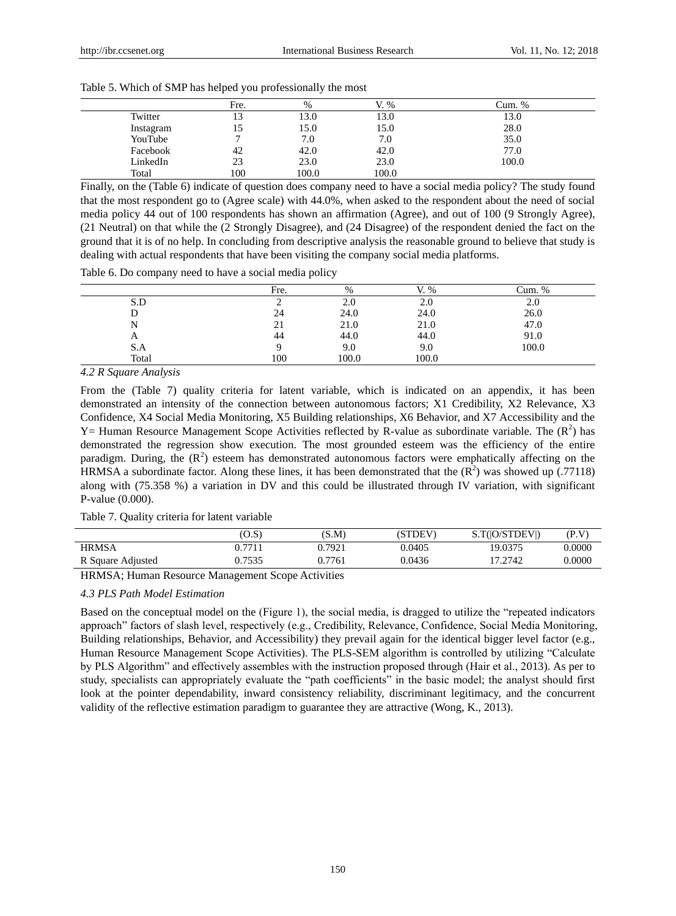Table 5. Which of SMP has helped you professionally the most

| | Fre. | % | V. % | Cum. % |
|---|---|---|---|---|
| Twitter | 13 | 13.0 | 13.0 | 13.0 |
| Instagram | 15 | 15.0 | 15.0 | 28.0 |
| YouTube | 7 | 7.0 | 7.0 | 35.0 |
| Facebook | 42 | 42.0 | 42.0 | 77.0 |
| LinkedIn | 23 | 23.0 | 23.0 | 100.0 |
| Total | 100 | 100.0 | 100.0 | |

Finally, on the (Table 6) indicate of question does company need to have a social media policy? The study found that the most respondent go to (Agree scale) with 44.0%, when asked to the respondent about the need of social media policy 44 out of 100 respondents has shown an affirmation (Agree), and out of 100 (9 Strongly Agree), (21 Neutral) on that while the (2 Strongly Disagree), and (24 Disagree) of the respondent denied the fact on the ground that it is of no help. In concluding from descriptive analysis the reasonable ground to believe that study is dealing with actual respondents that have been visiting the company social media platforms.

Table 6. Do company need to have a social media policy

| | Fre. | % | V. % | Cum. % |
|---|---|---|---|---|
| S.D | 2 | 2.0 | 2.0 | 2.0 |
| D | 24 | 24.0 | 24.0 | 26.0 |
| N | 21 | 21.0 | 21.0 | 47.0 |
| A | 44 | 44.0 | 44.0 | 91.0 |
| S.A | 9 | 9.0 | 9.0 | 100.0 |
| Total | 100 | 100.0 | 100.0 | |

### *4.2 R Square Analysis*

From the (Table 7) quality criteria for latent variable, which is indicated on an appendix, it has been demonstrated an intensity of the connection between autonomous factors; X1 Credibility, X2 Relevance, X3 Confidence, X4 Social Media Monitoring, X5 Building relationships, X6 Behavior, and X7 Accessibility and the Y= Human Resource Management Scope Activities reflected by R-value as subordinate variable. The ($R^2$) has demonstrated the regression show execution. The most grounded esteem was the efficiency of the entire paradigm. During, the ($R^2$) esteem has demonstrated autonomous factors were emphatically affecting on the HRMSA a subordinate factor. Along these lines, it has been demonstrated that the ($R^2$) was showed up (.77118) along with (75.358 %) a variation in DV and this could be illustrated through IV variation, with significant P-value (0.000).

Table 7. Quality criteria for latent variable

| | (O.S) | (S.M) | (STDEV) | S.T(\|O/STDEV\|) | (P.V) |
|---|---|---|---|---|---|
| HRMSA | 0.7711 | 0.7921 | 0.0405 | 19.0375 | 0.0000 |
| R Square Adjusted | 0.7535 | 0.7761 | 0.0436 | 17.2742 | 0.0000 |

HRMSA; Human Resource Management Scope Activities

### *4.3 PLS Path Model Estimation*

Based on the conceptual model on the (Figure 1), the social media, is dragged to utilize the "repeated indicators approach" factors of slash level, respectively (e.g., Credibility, Relevance, Confidence, Social Media Monitoring, Building relationships, Behavior, and Accessibility) they prevail again for the identical bigger level factor (e.g., Human Resource Management Scope Activities). The PLS-SEM algorithm is controlled by utilizing "Calculate by PLS Algorithm" and effectively assembles with the instruction proposed through (Hair et al., 2013). As per to study, specialists can appropriately evaluate the "path coefficients" in the basic model; the analyst should first look at the pointer dependability, inward consistency reliability, discriminant legitimacy, and the concurrent validity of the reflective estimation paradigm to guarantee they are attractive (Wong, K., 2013).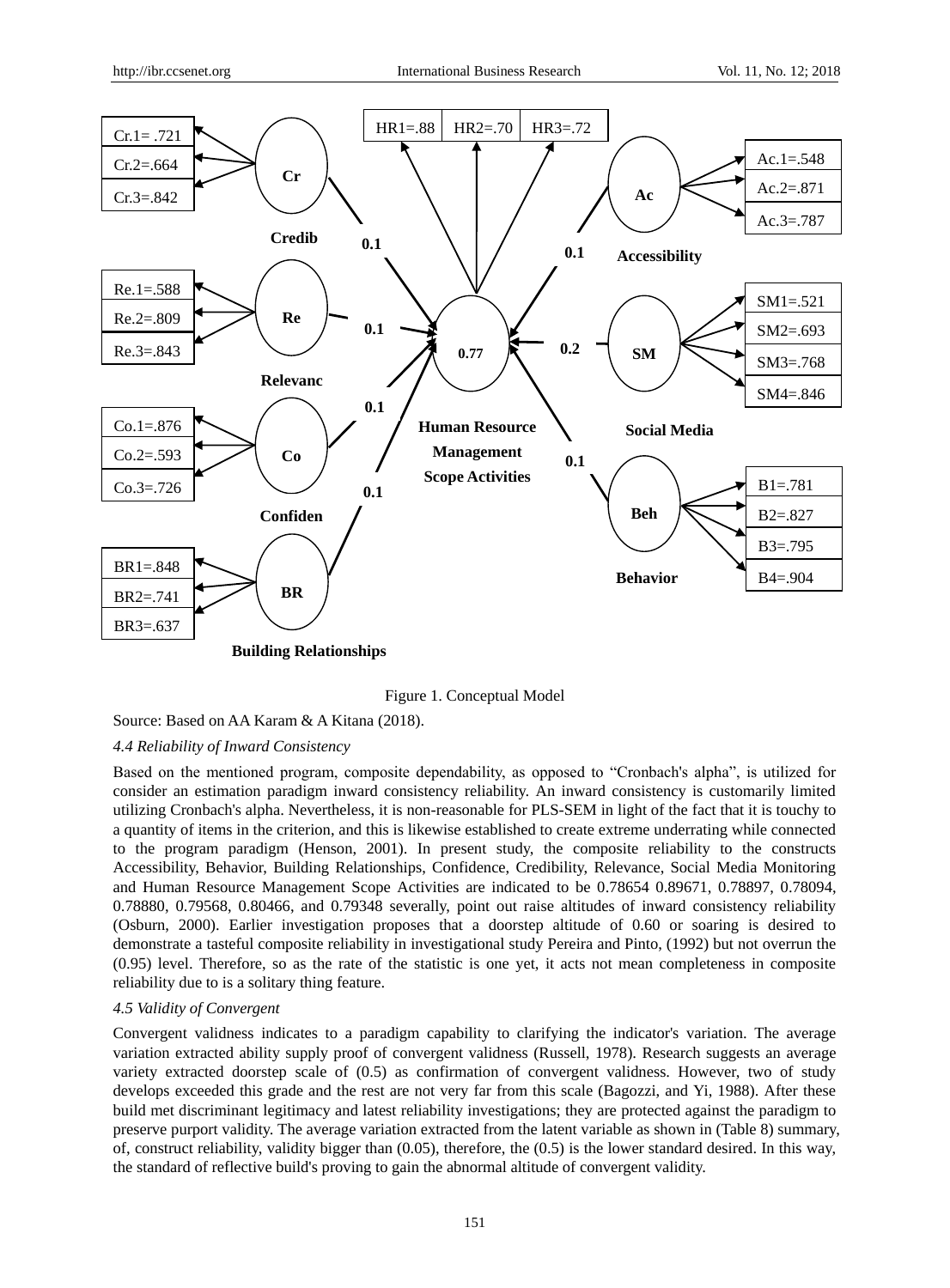Figure 1. Conceptual Model

Source: Based on AA Karam & A Kitana (2018).

### *4.4 Reliability of Inward Consistency*

Based on the mentioned program, composite dependability, as opposed to "Cronbach's alpha", is utilized for consider an estimation paradigm inward consistency reliability. An inward consistency is customarily limited utilizing Cronbach's alpha. Nevertheless, it is non-reasonable for PLS-SEM in light of the fact that it is touchy to a quantity of items in the criterion, and this is likewise established to create extreme underrating while connected to the program paradigm (Henson, 2001). In present study, the composite reliability to the constructs Accessibility, Behavior, Building Relationships, Confidence, Credibility, Relevance, Social Media Monitoring and Human Resource Management Scope Activities are indicated to be 0.78654 0.89671, 0.78897, 0.78094, 0.78880, 0.79568, 0.80466, and 0.79348 severally, point out raise altitudes of inward consistency reliability (Osburn, 2000). Earlier investigation proposes that a doorstep altitude of 0.60 or soaring is desired to demonstrate a tasteful composite reliability in investigational study Pereira and Pinto, (1992) but not overrun the (0.95) level. Therefore, so as the rate of the statistic is one yet, it acts not mean completeness in composite reliability due to is a solitary thing feature.

### *4.5 Validity of Convergent*

Convergent validness indicates to a paradigm capability to clarifying the indicator's variation. The average variation extracted ability supply proof of convergent validness (Russell, 1978). Research suggests an average variety extracted doorstep scale of (0.5) as confirmation of convergent validness. However, two of study develops exceeded this grade and the rest are not very far from this scale (Bagozzi, and Yi, 1988). After these build met discriminant legitimacy and latest reliability investigations; they are protected against the paradigm to preserve purport validity. The average variation extracted from the latent variable as shown in (Table 8) summary, of, construct reliability, validity bigger than (0.05), therefore, the (0.5) is the lower standard desired. In this way, the standard of reflective build's proving to gain the abnormal altitude of convergent validity.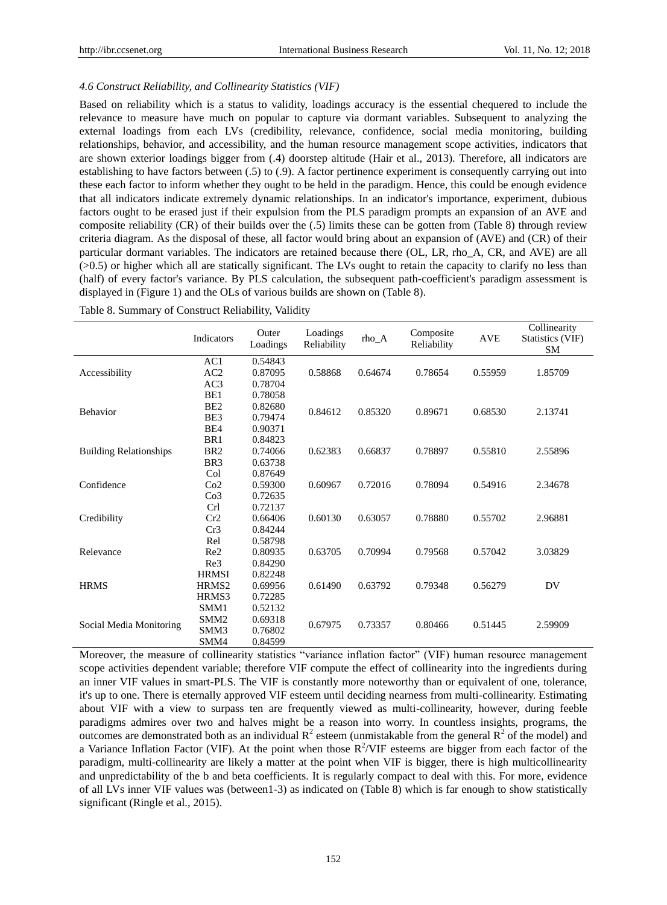### *4.6 Construct Reliability, and Collinearity Statistics (VIF)*

Based on reliability which is a status to validity, loadings accuracy is the essential chequered to include the relevance to measure have much on popular to capture via dormant variables. Subsequent to analyzing the external loadings from each LVs (credibility, relevance, confidence, social media monitoring, building relationships, behavior, and accessibility, and the human resource management scope activities, indicators that are shown exterior loadings bigger from (.4) doorstep altitude (Hair et al., 2013). Therefore, all indicators are establishing to have factors between (.5) to (.9). A factor pertinence experiment is consequently carrying out into these each factor to inform whether they ought to be held in the paradigm. Hence, this could be enough evidence that all indicators indicate extremely dynamic relationships. In an indicator's importance, experiment, dubious factors ought to be erased just if their expulsion from the PLS paradigm prompts an expansion of an AVE and composite reliability (CR) of their builds over the (.5) limits these can be gotten from (Table 8) through review criteria diagram. As the disposal of these, all factor would bring about an expansion of (AVE) and (CR) of their particular dormant variables. The indicators are retained because there (OL, LR, rho_A, CR, and AVE) are all (>0.5) or higher which all are statically significant. The LVs ought to retain the capacity to clarify no less than (half) of every factor's variance. By PLS calculation, the subsequent path-coefficient's paradigm assessment is displayed in (Figure 1) and the OLs of various builds are shown on (Table 8).

Table 8. Summary of Construct Reliability, Validity

| | Indicators | Outer Loadings | Loadings Reliability | rho_A | Composite Reliability | AVE | Collinearity Statistics (VIF) SM |
|---|---|---|---|---|---|---|---|
| Accessibility | AC1 | 0.54843 | 0.58868 | 0.64674 | 0.78654 | 0.55959 | 1.85709 |
| | AC2 | 0.87095 | | | | | |
| | AC3 | 0.78704 | | | | | |
| Behavior | BE1 | 0.78058 | 0.84612 | 0.85320 | 0.89671 | 0.68530 | 2.13741 |
| | BE2 | 0.82680 | | | | | |
| | BE3 | 0.79474 | | | | | |
| | BE4 | 0.90371 | | | | | |
| Building Relationships | BR1 | 0.84823 | 0.62383 | 0.66837 | 0.78897 | 0.55810 | 2.55896 |
| | BR2 | 0.74066 | | | | | |
| | BR3 | 0.63738 | | | | | |
| Confidence | Col | 0.87649 | 0.60967 | 0.72016 | 0.78094 | 0.54916 | 2.34678 |
| | Co2 | 0.59300 | | | | | |
| | Co3 | 0.72635 | | | | | |
| Credibility | Crl | 0.72137 | 0.60130 | 0.63057 | 0.78880 | 0.55702 | 2.96881 |
| | Cr2 | 0.66406 | | | | | |
| | Cr3 | 0.84244 | | | | | |
| Relevance | Rel | 0.58798 | 0.63705 | 0.70994 | 0.79568 | 0.57042 | 3.03829 |
| | Re2 | 0.80935 | | | | | |
| | Re3 | 0.84290 | | | | | |
| HRMS | HRMSI | 0.82248 | 0.61490 | 0.63792 | 0.79348 | 0.56279 | DV |
| | HRMS2 | 0.69956 | | | | | |
| | HRMS3 | 0.72285 | | | | | |
| Social Media Monitoring | SMM1 | 0.52132 | 0.67975 | 0.73357 | 0.80466 | 0.51445 | 2.59909 |
| | SMM2 | 0.69318 | | | | | |
| | SMM3 | 0.76802 | | | | | |
| | SMM4 | 0.84599 | | | | | |

Moreover, the measure of collinearity statistics "variance inflation factor" (VIF) human resource management scope activities dependent variable; therefore VIF compute the effect of collinearity into the ingredients during an inner VIF values in smart-PLS. The VIF is constantly more noteworthy than or equivalent of one, tolerance, it's up to one. There is eternally approved VIF esteem until declaring nearness from multi-collinearity. Estimating about VIF with a view to surpass ten are frequently viewed as multi-collinearity, however, during feeble paradigms admires over two and halves might be a reason into worry. In countless insights, programs, the outcomes are demonstrated both as an individual $R^2$ esteem (unmistakable from the general $R^2$ of the model) and a Variance Inflation Factor (VIF). At the point when those $R^2$/VIF esteems are bigger from each factor of the paradigm, multi-collinearity are likely a matter at the point when VIF is bigger, there is high multicollinearity and unpredictability of the b and beta coefficients. It is regularly compact to deal with this. For more, evidence of all LVs inner VIF values was (between1-3) as indicated on (Table 8) which is far enough to show statistically significant (Ringle et al., 2015).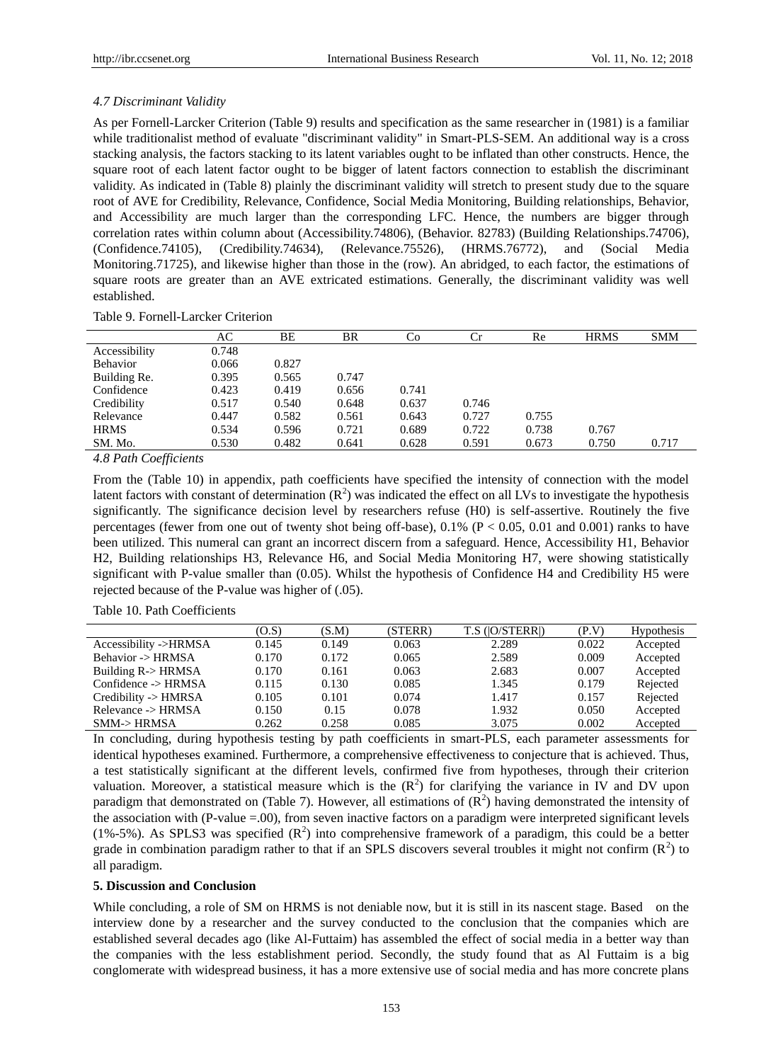### *4.7 Discriminant Validity*

As per Fornell-Larcker Criterion (Table 9) results and specification as the same researcher in (1981) is a familiar while traditionalist method of evaluate "discriminant validity" in Smart-PLS-SEM. An additional way is a cross stacking analysis, the factors stacking to its latent variables ought to be inflated than other constructs. Hence, the square root of each latent factor ought to be bigger of latent factors connection to establish the discriminant validity. As indicated in (Table 8) plainly the discriminant validity will stretch to present study due to the square root of AVE for Credibility, Relevance, Confidence, Social Media Monitoring, Building relationships, Behavior, and Accessibility are much larger than the corresponding LFC. Hence, the numbers are bigger through correlation rates within column about (Accessibility.74806), (Behavior. 82783) (Building Relationships.74706), (Confidence.74105), (Credibility.74634), (Relevance.75526), (HRMS.76772), and (Social Media Monitoring.71725), and likewise higher than those in the (row). An abridged, to each factor, the estimations of square roots are greater than an AVE extricated estimations. Generally, the discriminant validity was well established.

Table 9. Fornell-Larcker Criterion

| | AC | BE | BR | Co | Cr | Re | HRMS | SMM |
|---|---|---|---|---|---|---|---|---|
| Accessibility | 0.748 | | | | | | | |
| Behavior | 0.066 | 0.827 | | | | | | |
| Building Re. | 0.395 | 0.565 | 0.747 | | | | | |
| Confidence | 0.423 | 0.419 | 0.656 | 0.741 | | | | |
| Credibility | 0.517 | 0.540 | 0.648 | 0.637 | 0.746 | | | |
| Relevance | 0.447 | 0.582 | 0.561 | 0.643 | 0.727 | 0.755 | | |
| HRMS | 0.534 | 0.596 | 0.721 | 0.689 | 0.722 | 0.738 | 0.767 | |
| SM. Mo. | 0.530 | 0.482 | 0.641 | 0.628 | 0.591 | 0.673 | 0.750 | 0.717 |

### *4.8 Path Coefficients*

From the (Table 10) in appendix, path coefficients have specified the intensity of connection with the model latent factors with constant of determination ($R^2$) was indicated the effect on all LVs to investigate the hypothesis significantly. The significance decision level by researchers refuse (H0) is self-assertive. Routinely the five percentages (fewer from one out of twenty shot being off-base), 0.1% ($P < 0.05$, 0.01 and 0.001) ranks to have been utilized. This numeral can grant an incorrect discern from a safeguard. Hence, Accessibility H1, Behavior H2, Building relationships H3, Relevance H6, and Social Media Monitoring H7, were showing statistically significant with P-value smaller than (0.05). Whilst the hypothesis of Confidence H4 and Credibility H5 were rejected because of the P-value was higher of (.05).

Table 10. Path Coefficients

| | (O.S) | (S.M) | (STERR) | T.S (\|O/STERR\|) | (P.V) | Hypothesis |
|---|---|---|---|---|---|---|
| Accessibility ->HRMSA | 0.145 | 0.149 | 0.063 | 2.289 | 0.022 | Accepted |
| Behavior -> HRMSA | 0.170 | 0.172 | 0.065 | 2.589 | 0.009 | Accepted |
| Building R-> HRMSA | 0.170 | 0.161 | 0.063 | 2.683 | 0.007 | Accepted |
| Confidence -> HRMSA | 0.115 | 0.130 | 0.085 | 1.345 | 0.179 | Rejected |
| Credibility -> HMRSA | 0.105 | 0.101 | 0.074 | 1.417 | 0.157 | Rejected |
| Relevance -> HRMSA | 0.150 | 0.15 | 0.078 | 1.932 | 0.050 | Accepted |
| SMM-> HRMSA | 0.262 | 0.258 | 0.085 | 3.075 | 0.002 | Accepted |

In concluding, during hypothesis testing by path coefficients in smart-PLS, each parameter assessments for identical hypotheses examined. Furthermore, a comprehensive effectiveness to conjecture that is achieved. Thus, a test statistically significant at the different levels, confirmed five from hypotheses, through their criterion valuation. Moreover, a statistical measure which is the ($R^2$) for clarifying the variance in IV and DV upon paradigm that demonstrated on (Table 7). However, all estimations of ($R^2$) having demonstrated the intensity of the association with (P-value =.00), from seven inactive factors on a paradigm were interpreted significant levels (1%-5%). As SPLS3 was specified ($R^2$) into comprehensive framework of a paradigm, this could be a better grade in combination paradigm rather to that if an SPLS discovers several troubles it might not confirm ($R^2$) to all paradigm.

## 5. Discussion and Conclusion

While concluding, a role of SM on HRMS is not deniable now, but it is still in its nascent stage. Based on the interview done by a researcher and the survey conducted to the conclusion that the companies which are established several decades ago (like Al-Futtaim) has assembled the effect of social media in a better way than the companies with the less establishment period. Secondly, the study found that as Al Futtaim is a big conglomerate with widespread business, it has a more extensive use of social media and has more concrete plans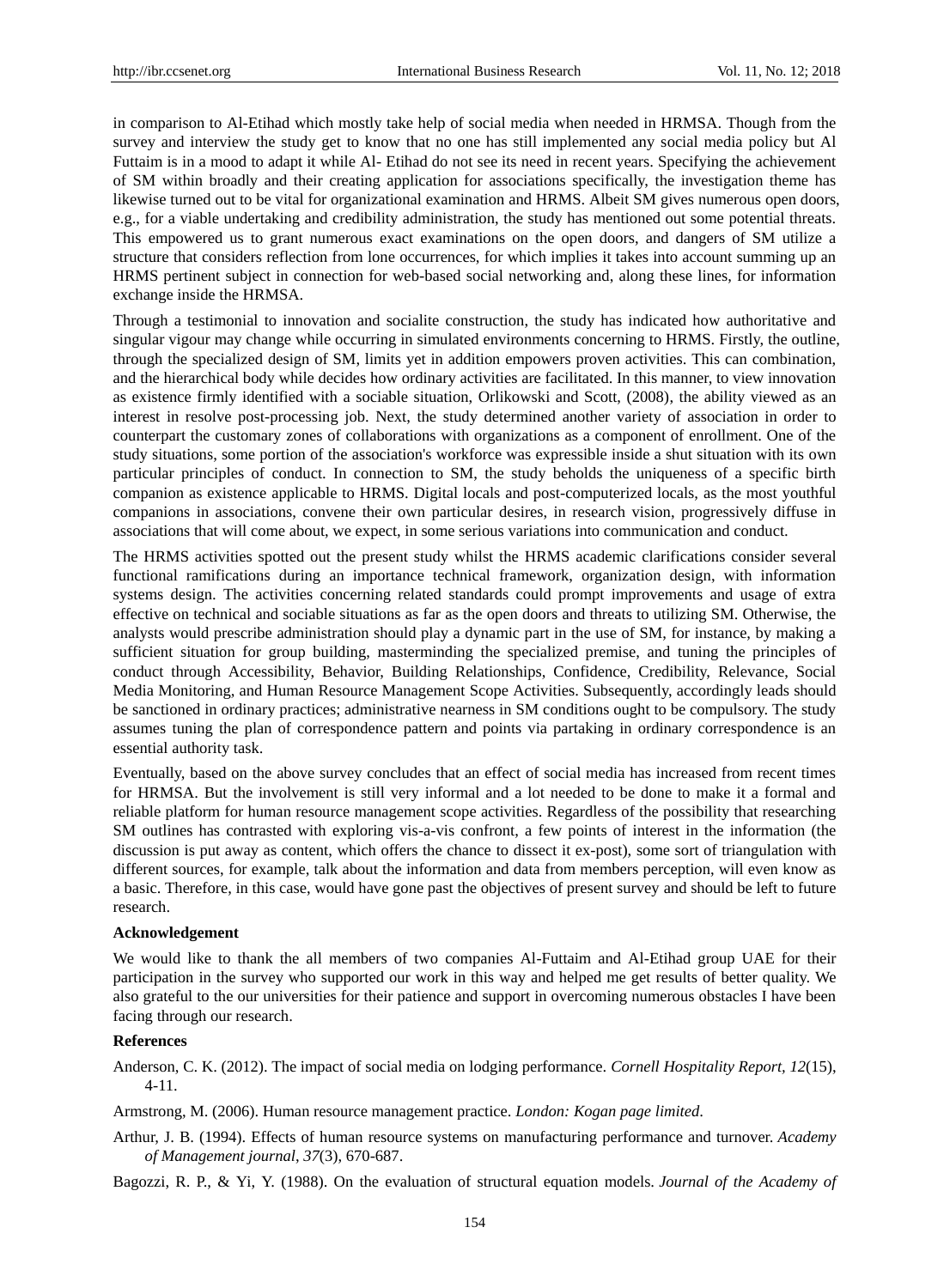in comparison to Al-Etihad which mostly take help of social media when needed in HRMSA. Though from the survey and interview the study get to know that no one has still implemented any social media policy but Al Futtaim is in a mood to adapt it while Al- Etihad do not see its need in recent years. Specifying the achievement of SM within broadly and their creating application for associations specifically, the investigation theme has likewise turned out to be vital for organizational examination and HRMS. Albeit SM gives numerous open doors, e.g., for a viable undertaking and credibility administration, the study has mentioned out some potential threats. This empowered us to grant numerous exact examinations on the open doors, and dangers of SM utilize a structure that considers reflection from lone occurrences, for which implies it takes into account summing up an HRMS pertinent subject in connection for web-based social networking and, along these lines, for information exchange inside the HRMSA.

Through a testimonial to innovation and socialite construction, the study has indicated how authoritative and singular vigour may change while occurring in simulated environments concerning to HRMS. Firstly, the outline, through the specialized design of SM, limits yet in addition empowers proven activities. This can combination, and the hierarchical body while decides how ordinary activities are facilitated. In this manner, to view innovation as existence firmly identified with a sociable situation, Orlikowski and Scott, (2008), the ability viewed as an interest in resolve post-processing job. Next, the study determined another variety of association in order to counterpart the customary zones of collaborations with organizations as a component of enrollment. One of the study situations, some portion of the association's workforce was expressible inside a shut situation with its own particular principles of conduct. In connection to SM, the study beholds the uniqueness of a specific birth companion as existence applicable to HRMS. Digital locals and post-computerized locals, as the most youthful companions in associations, convene their own particular desires, in research vision, progressively diffuse in associations that will come about, we expect, in some serious variations into communication and conduct.

The HRMS activities spotted out the present study whilst the HRMS academic clarifications consider several functional ramifications during an importance technical framework, organization design, with information systems design. The activities concerning related standards could prompt improvements and usage of extra effective on technical and sociable situations as far as the open doors and threats to utilizing SM. Otherwise, the analysts would prescribe administration should play a dynamic part in the use of SM, for instance, by making a sufficient situation for group building, masterminding the specialized premise, and tuning the principles of conduct through Accessibility, Behavior, Building Relationships, Confidence, Credibility, Relevance, Social Media Monitoring, and Human Resource Management Scope Activities. Subsequently, accordingly leads should be sanctioned in ordinary practices; administrative nearness in SM conditions ought to be compulsory. The study assumes tuning the plan of correspondence pattern and points via partaking in ordinary correspondence is an essential authority task.

Eventually, based on the above survey concludes that an effect of social media has increased from recent times for HRMSA. But the involvement is still very informal and a lot needed to be done to make it a formal and reliable platform for human resource management scope activities. Regardless of the possibility that researching SM outlines has contrasted with exploring vis-a-vis confront, a few points of interest in the information (the discussion is put away as content, which offers the chance to dissect it ex-post), some sort of triangulation with different sources, for example, talk about the information and data from members perception, will even know as a basic. Therefore, in this case, would have gone past the objectives of present survey and should be left to future research.

### Acknowledgement

We would like to thank the all members of two companies Al-Futtaim and Al-Etihad group UAE for their participation in the survey who supported our work in this way and helped me get results of better quality. We also grateful to the our universities for their patience and support in overcoming numerous obstacles I have been facing through our research.

### References

Anderson, C. K. (2012). The impact of social media on lodging performance. *Cornell Hospitality Report, 12*(15), 4-11.

Armstrong, M. (2006). Human resource management practice. *London: Kogan page limited*.

Arthur, J. B. (1994). Effects of human resource systems on manufacturing performance and turnover. *Academy of Management journal*, *37*(3), 670-687.

Bagozzi, R. P., & Yi, Y. (1988). On the evaluation of structural equation models. *Journal of the Academy of*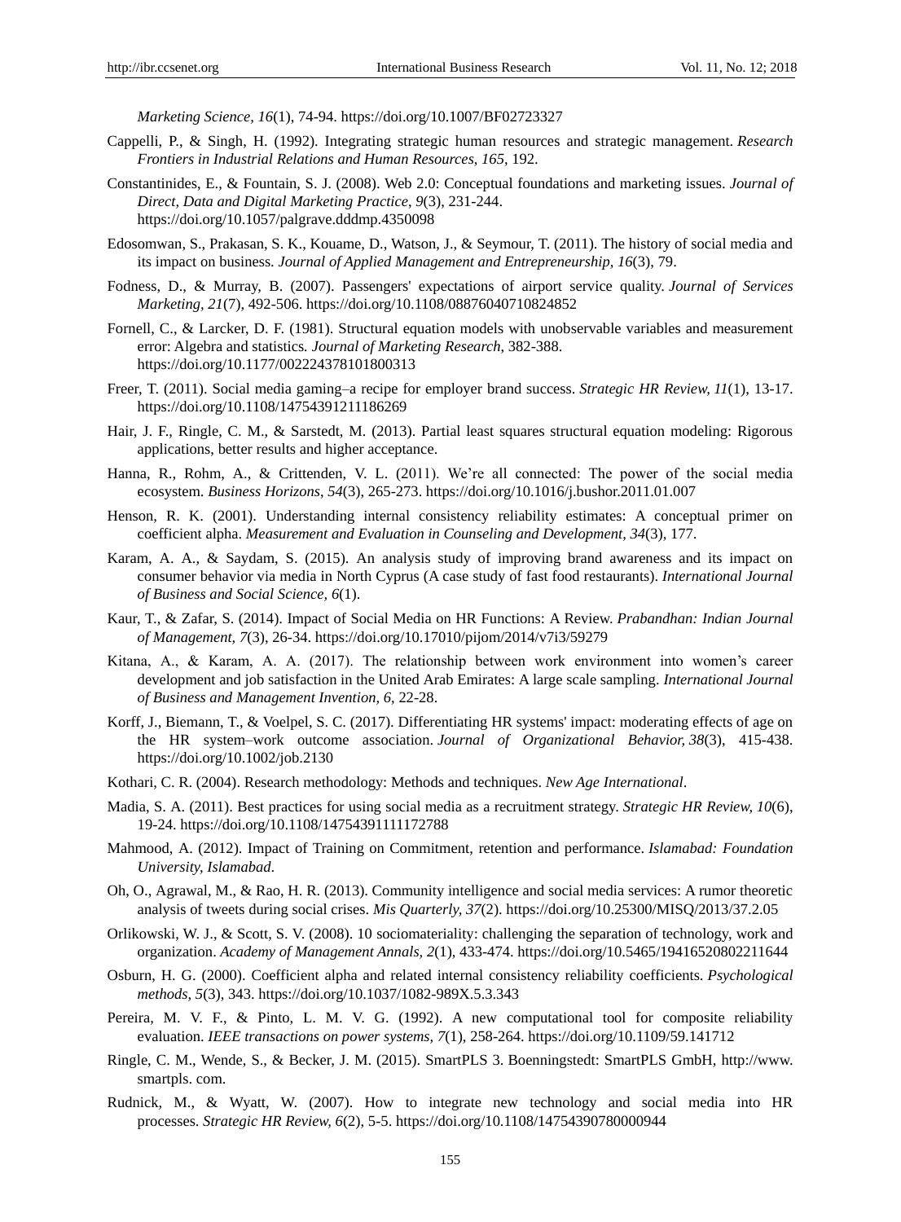*Marketing Science, 16*(1), 74-94. https://doi.org/10.1007/BF02723327

Cappelli, P., & Singh, H. (1992). Integrating strategic human resources and strategic management. *Research Frontiers in Industrial Relations and Human Resources, 165*, 192.

Constantinides, E., & Fountain, S. J. (2008). Web 2.0: Conceptual foundations and marketing issues. *Journal of Direct, Data and Digital Marketing Practice, 9*(3), 231-244. https://doi.org/10.1057/palgrave.dddmp.4350098

Edosomwan, S., Prakasan, S. K., Kouame, D., Watson, J., & Seymour, T. (2011). The history of social media and its impact on business. *Journal of Applied Management and Entrepreneurship, 16*(3), 79.

Fodness, D., & Murray, B. (2007). Passengers' expectations of airport service quality. *Journal of Services Marketing, 21*(7), 492-506. https://doi.org/10.1108/08876040710824852

Fornell, C., & Larcker, D. F. (1981). Structural equation models with unobservable variables and measurement error: Algebra and statistics. *Journal of Marketing Research*, 382-388. https://doi.org/10.1177/002224378101800313

Freer, T. (2011). Social media gaming–a recipe for employer brand success. *Strategic HR Review, 11*(1), 13-17. https://doi.org/10.1108/14754391211186269

Hair, J. F., Ringle, C. M., & Sarstedt, M. (2013). Partial least squares structural equation modeling: Rigorous applications, better results and higher acceptance.

Hanna, R., Rohm, A., & Crittenden, V. L. (2011). We're all connected: The power of the social media ecosystem. *Business Horizons*, *54*(3), 265-273. https://doi.org/10.1016/j.bushor.2011.01.007

Henson, R. K. (2001). Understanding internal consistency reliability estimates: A conceptual primer on coefficient alpha. *Measurement and Evaluation in Counseling and Development, 34*(3), 177.

Karam, A. A., & Saydam, S. (2015). An analysis study of improving brand awareness and its impact on consumer behavior via media in North Cyprus (A case study of fast food restaurants). *International Journal of Business and Social Science, 6*(1).

Kaur, T., & Zafar, S. (2014). Impact of Social Media on HR Functions: A Review. *Prabandhan: Indian Journal of Management, 7*(3), 26-34. https://doi.org/10.17010/pijom/2014/v7i3/59279

Kitana, A., & Karam, A. A. (2017). The relationship between work environment into women's career development and job satisfaction in the United Arab Emirates: A large scale sampling. *International Journal of Business and Management Invention, 6*, 22-28.

Korff, J., Biemann, T., & Voelpel, S. C. (2017). Differentiating HR systems' impact: moderating effects of age on the HR system–work outcome association. *Journal of Organizational Behavior, 38*(3), 415-438. https://doi.org/10.1002/job.2130

Kothari, C. R. (2004). Research methodology: Methods and techniques. *New Age International*.

Madia, S. A. (2011). Best practices for using social media as a recruitment strategy. *Strategic HR Review, 10*(6), 19-24. https://doi.org/10.1108/14754391111172788

Mahmood, A. (2012). Impact of Training on Commitment, retention and performance. *Islamabad: Foundation University, Islamabad*.

Oh, O., Agrawal, M., & Rao, H. R. (2013). Community intelligence and social media services: A rumor theoretic analysis of tweets during social crises. *Mis Quarterly, 37*(2). https://doi.org/10.25300/MISQ/2013/37.2.05

Orlikowski, W. J., & Scott, S. V. (2008). 10 sociomateriality: challenging the separation of technology, work and organization. *Academy of Management Annals, 2*(1), 433-474. https://doi.org/10.5465/19416520802211644

Osburn, H. G. (2000). Coefficient alpha and related internal consistency reliability coefficients. *Psychological methods, 5*(3), 343. https://doi.org/10.1037/1082-989X.5.3.343

Pereira, M. V. F., & Pinto, L. M. V. G. (1992). A new computational tool for composite reliability evaluation. *IEEE transactions on power systems, 7*(1), 258-264. https://doi.org/10.1109/59.141712

Ringle, C. M., Wende, S., & Becker, J. M. (2015). SmartPLS 3. Boenningstedt: SmartPLS GmbH, http://www. smartpls. com.

Rudnick, M., & Wyatt, W. (2007). How to integrate new technology and social media into HR processes. *Strategic HR Review, 6*(2), 5-5. https://doi.org/10.1108/14754390780000944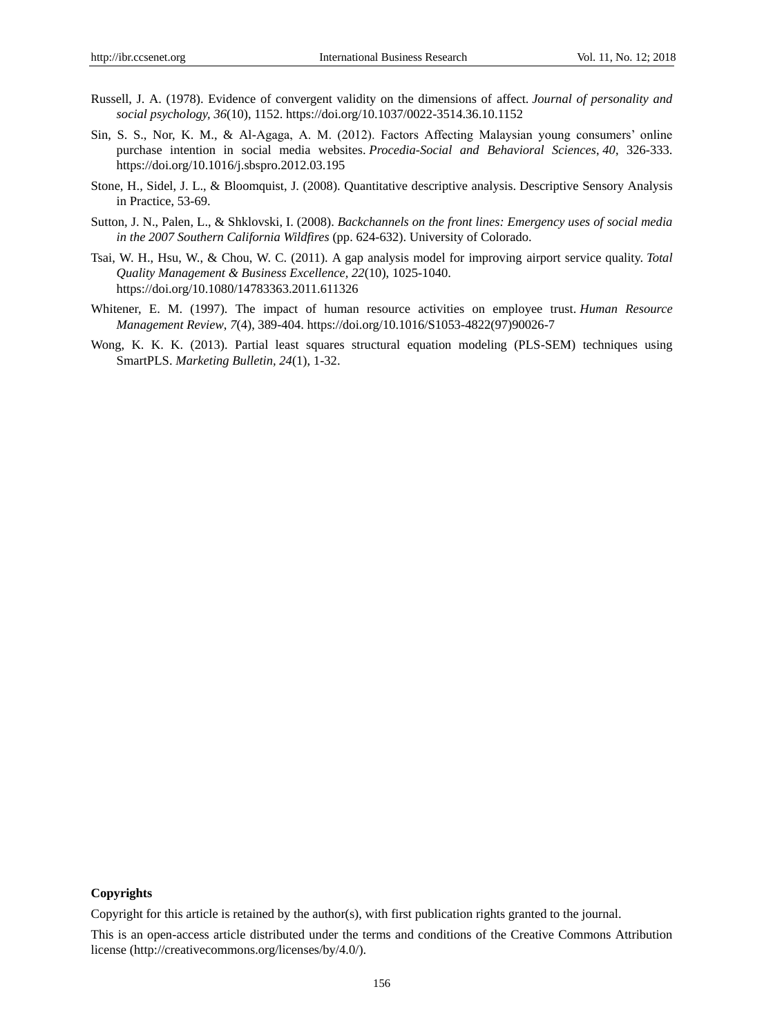Russell, J. A. (1978). Evidence of convergent validity on the dimensions of affect. *Journal of personality and social psychology, 36*(10), 1152. https://doi.org/10.1037/0022-3514.36.10.1152

Sin, S. S., Nor, K. M., & Al-Agaga, A. M. (2012). Factors Affecting Malaysian young consumers' online purchase intention in social media websites. *Procedia-Social and Behavioral Sciences*, *40*, 326-333. https://doi.org/10.1016/j.sbspro.2012.03.195

Stone, H., Sidel, J. L., & Bloomquist, J. (2008). Quantitative descriptive analysis. Descriptive Sensory Analysis in Practice, 53-69.

Sutton, J. N., Palen, L., & Shklovski, I. (2008). *Backchannels on the front lines: Emergency uses of social media in the 2007 Southern California Wildfires* (pp. 624-632). University of Colorado.

Tsai, W. H., Hsu, W., & Chou, W. C. (2011). A gap analysis model for improving airport service quality. *Total Quality Management & Business Excellence, 22*(10), 1025-1040. https://doi.org/10.1080/14783363.2011.611326

Whitener, E. M. (1997). The impact of human resource activities on employee trust. *Human Resource Management Review*, *7*(4), 389-404. https://doi.org/10.1016/S1053-4822(97)90026-7

Wong, K. K. K. (2013). Partial least squares structural equation modeling (PLS-SEM) techniques using SmartPLS. *Marketing Bulletin, 24*(1), 1-32.

**Copyrights**

Copyright for this article is retained by the author(s), with first publication rights granted to the journal.

This is an open-access article distributed under the terms and conditions of the Creative Commons Attribution license (http://creativecommons.org/licenses/by/4.0/).